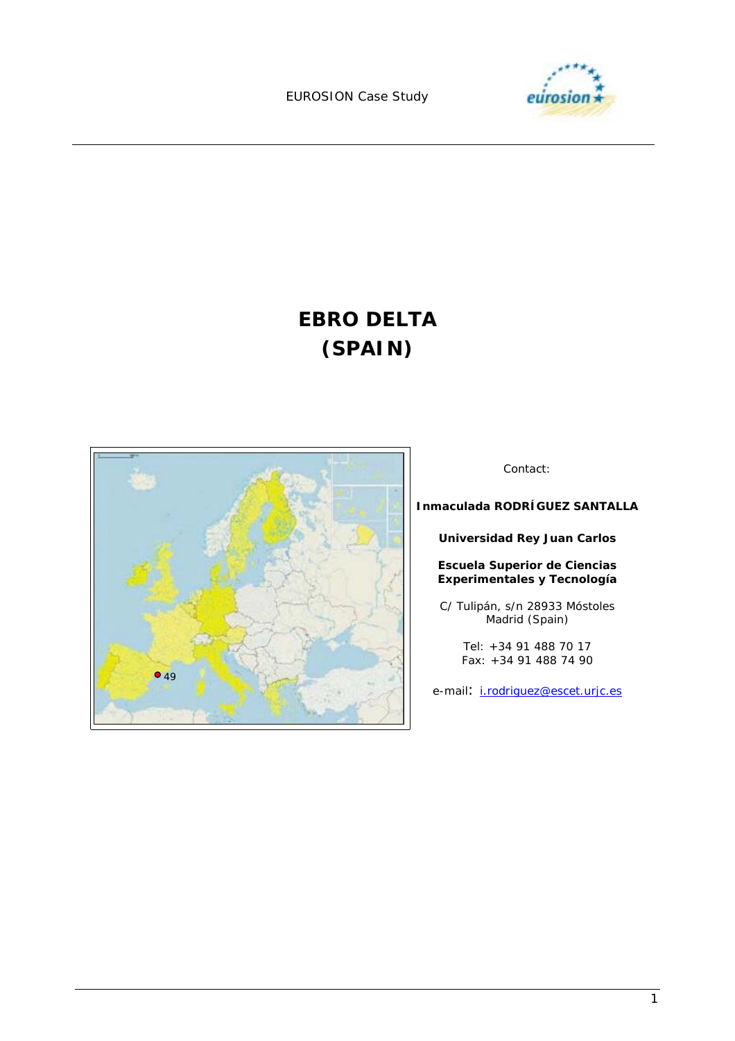# EBRO DELTA (SPAIN)

Contact:

**Inmaculada RODRÍGUEZ SANTALLA**

**Universidad Rey Juan Carlos**

**Escuela Superior de Ciencias Experimentales y Tecnología**

C/ Tulipán, s/n 28933 Móstoles
Madrid (Spain)

Tel: +34 91 488 70 17
Fax: +34 91 488 74 90

e-mail: i.rodriguez@escet.urjc.es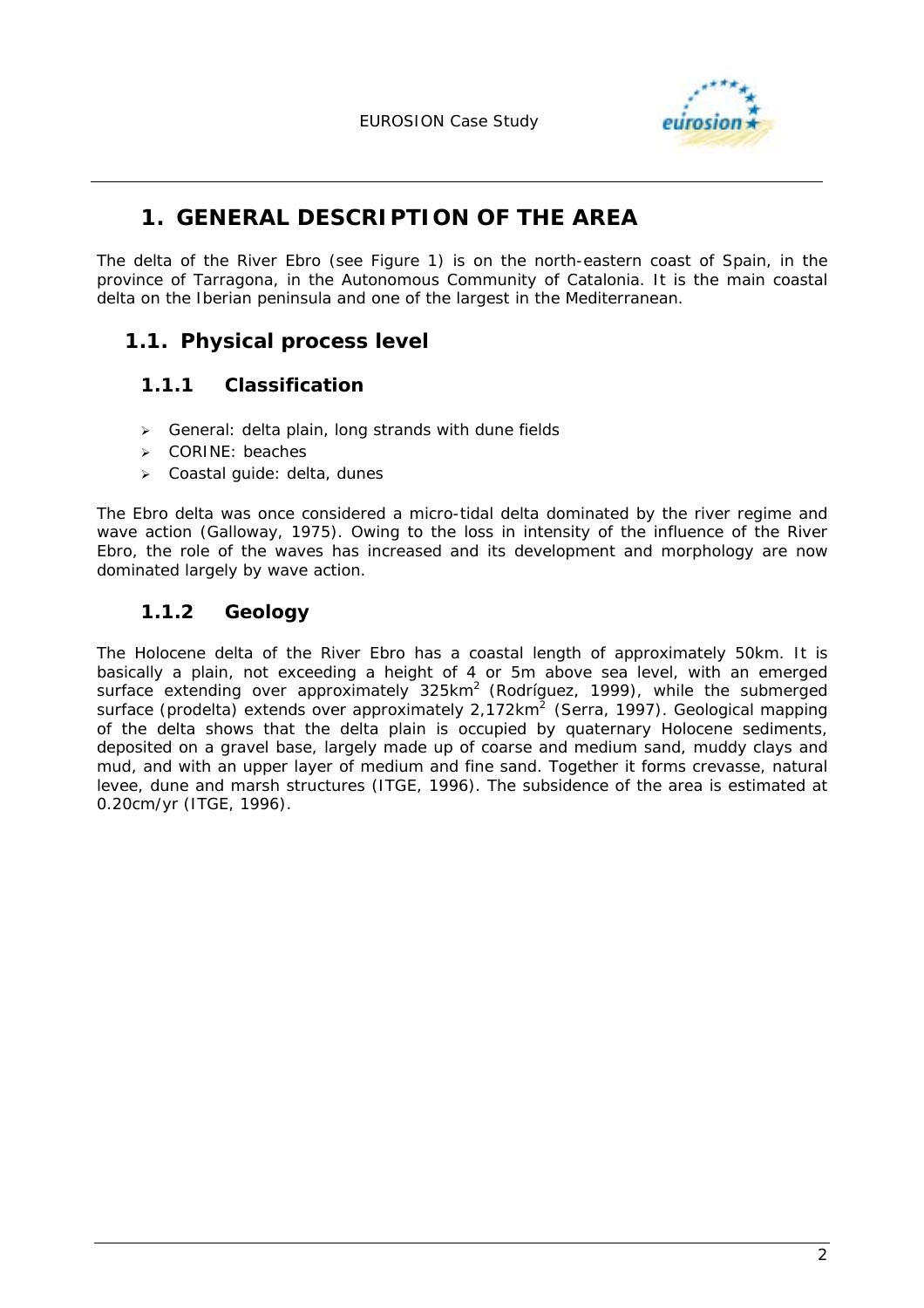# 1. GENERAL DESCRIPTION OF THE AREA

The delta of the River Ebro (see Figure 1) is on the north-eastern coast of Spain, in the province of Tarragona, in the Autonomous Community of Catalonia. It is the main coastal delta on the Iberian peninsula and one of the largest in the Mediterranean.

## 1.1. Physical process level

### 1.1.1 Classification

- General: delta plain, long strands with dune fields
- CORINE: beaches
- Coastal guide: delta, dunes

The Ebro delta was once considered a micro-tidal delta dominated by the river regime and wave action (Galloway, 1975). Owing to the loss in intensity of the influence of the River Ebro, the role of the waves has increased and its development and morphology are now dominated largely by wave action.

### 1.1.2 Geology

The Holocene delta of the River Ebro has a coastal length of approximately 50km. It is basically a plain, not exceeding a height of 4 or 5m above sea level, with an emerged surface extending over approximately 325km$^2$ (Rodríguez, 1999), while the submerged surface (prodelta) extends over approximately 2,172km$^2$ (Serra, 1997). Geological mapping of the delta shows that the delta plain is occupied by quaternary Holocene sediments, deposited on a gravel base, largely made up of coarse and medium sand, muddy clays and mud, and with an upper layer of medium and fine sand. Together it forms crevasse, natural levee, dune and marsh structures (ITGE, 1996). The subsidence of the area is estimated at 0.20cm/yr (ITGE, 1996).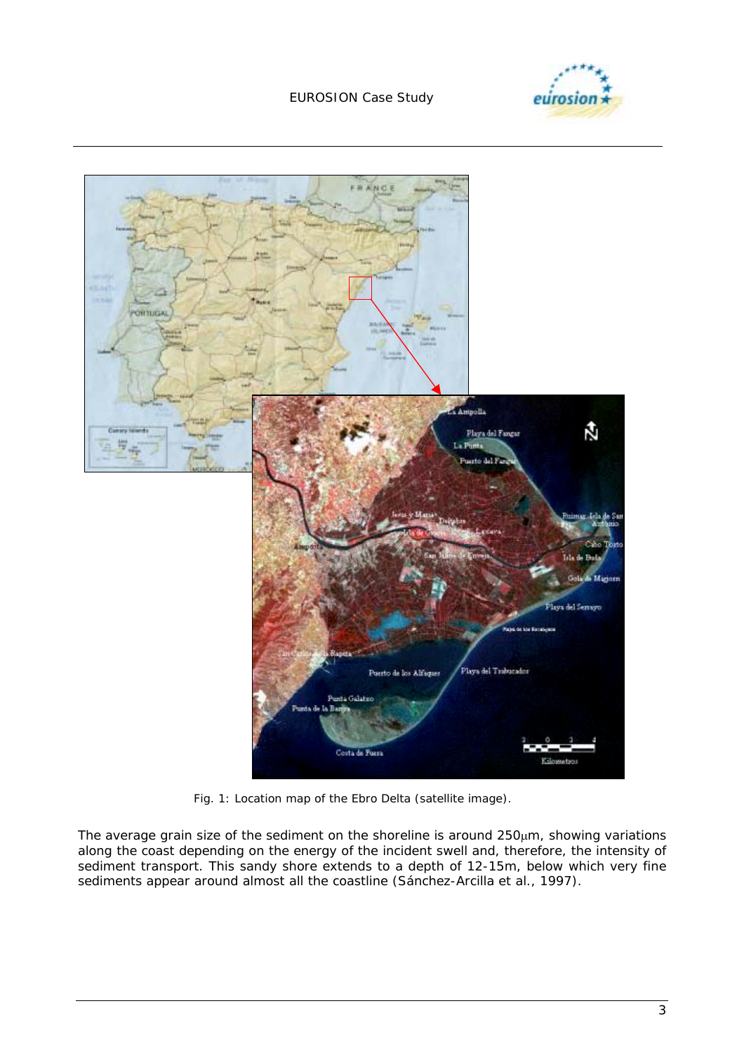Fig. 1: Location map of the Ebro Delta (satellite image).

The average grain size of the sediment on the shoreline is around 250μm, showing variations along the coast depending on the energy of the incident swell and, therefore, the intensity of sediment transport. This sandy shore extends to a depth of 12-15m, below which very fine sediments appear around almost all the coastline (Sánchez-Arcilla et al., 1997).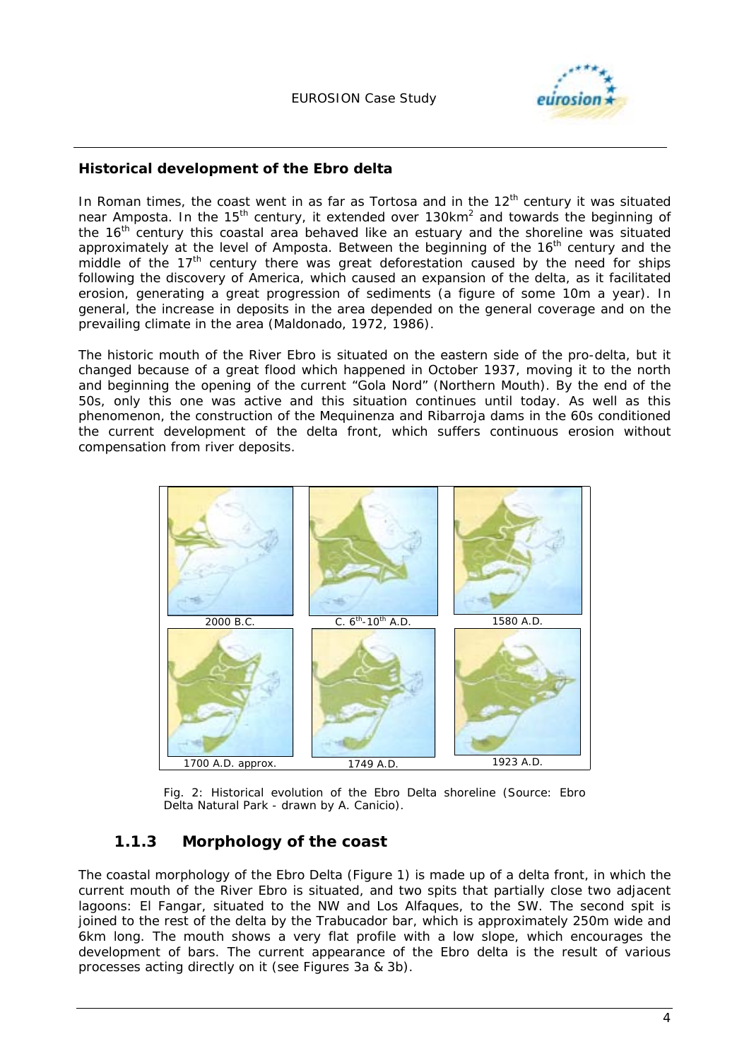**Historical development of the Ebro delta**

In Roman times, the coast went in as far as Tortosa and in the 12th century it was situated near Amposta. In the 15th century, it extended over 130km$^2$ and towards the beginning of the 16th century this coastal area behaved like an estuary and the shoreline was situated approximately at the level of Amposta. Between the beginning of the 16th century and the middle of the 17th century there was great deforestation caused by the need for ships following the discovery of America, which caused an expansion of the delta, as it facilitated erosion, generating a great progression of sediments (a figure of some 10m a year). In general, the increase in deposits in the area depended on the general coverage and on the prevailing climate in the area (Maldonado, 1972, 1986).

The historic mouth of the River Ebro is situated on the eastern side of the pro-delta, but it changed because of a great flood which happened in October 1937, moving it to the north and beginning the opening of the current "Gola Nord" (Northern Mouth). By the end of the 50s, only this one was active and this situation continues until today. As well as this phenomenon, the construction of the Mequinenza and Ribarroja dams in the 60s conditioned the current development of the delta front, which suffers continuous erosion without compensation from river deposits.

2000 B.C. | C. 6th-10th A.D. | 1580 A.D.

1700 A.D. approx. | 1749 A.D. | 1923 A.D.

Fig. 2: Historical evolution of the Ebro Delta shoreline (Source: Ebro Delta Natural Park - drawn by A. Canicio).

### 1.1.3 Morphology of the coast

The coastal morphology of the Ebro Delta (Figure 1) is made up of a delta front, in which the current mouth of the River Ebro is situated, and two spits that partially close two adjacent lagoons: El Fangar, situated to the NW and Los Alfaques, to the SW. The second spit is joined to the rest of the delta by the Trabucador bar, which is approximately 250m wide and 6km long. The mouth shows a very flat profile with a low slope, which encourages the development of bars. The current appearance of the Ebro delta is the result of various processes acting directly on it (see Figures 3a & 3b).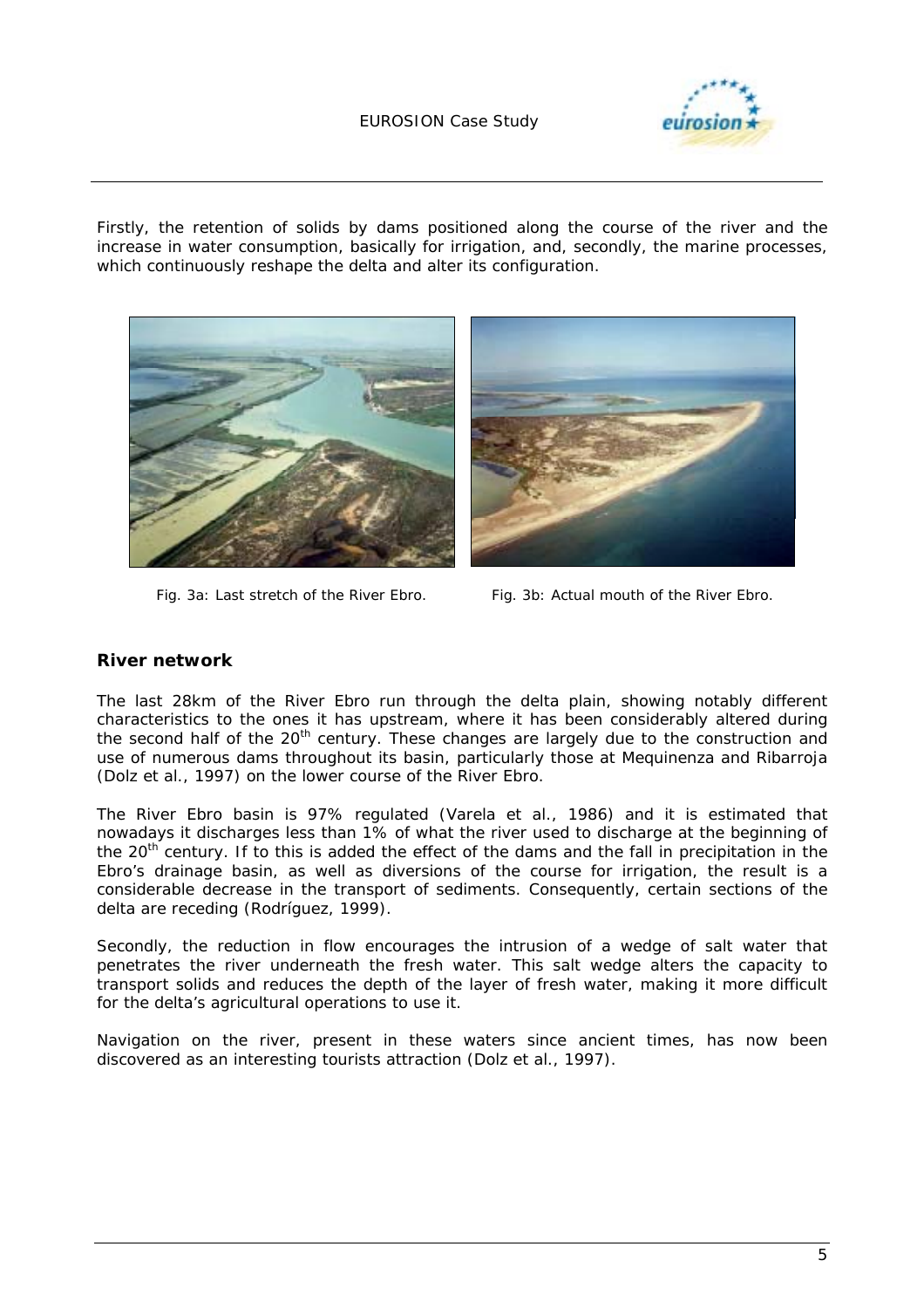Firstly, the retention of solids by dams positioned along the course of the river and the increase in water consumption, basically for irrigation, and, secondly, the marine processes, which continuously reshape the delta and alter its configuration.

*Fig. 3a: Last stretch of the River Ebro.*

*Fig. 3b: Actual mouth of the River Ebro.*

## River network

The last 28km of the River Ebro run through the delta plain, showing notably different characteristics to the ones it has upstream, where it has been considerably altered during the second half of the 20th century. These changes are largely due to the construction and use of numerous dams throughout its basin, particularly those at Mequinenza and Ribarroja (Dolz et al., 1997) on the lower course of the River Ebro.

The River Ebro basin is 97% regulated (Varela et al., 1986) and it is estimated that nowadays it discharges less than 1% of what the river used to discharge at the beginning of the 20th century. If to this is added the effect of the dams and the fall in precipitation in the Ebro's drainage basin, as well as diversions of the course for irrigation, the result is a considerable decrease in the transport of sediments. Consequently, certain sections of the delta are receding (Rodríguez, 1999).

Secondly, the reduction in flow encourages the intrusion of a wedge of salt water that penetrates the river underneath the fresh water. This salt wedge alters the capacity to transport solids and reduces the depth of the layer of fresh water, making it more difficult for the delta's agricultural operations to use it.

Navigation on the river, present in these waters since ancient times, has now been discovered as an interesting tourists attraction (Dolz et al., 1997).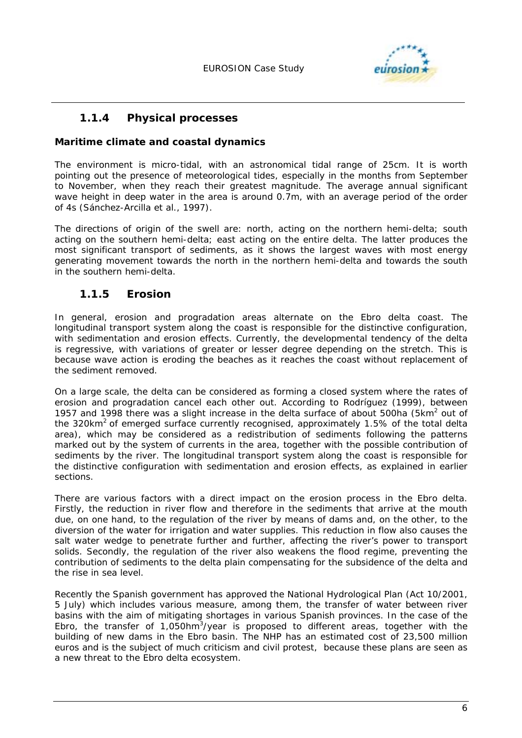### 1.1.4 Physical processes

**Maritime climate and coastal dynamics**

The environment is micro-tidal, with an astronomical tidal range of 25cm. It is worth pointing out the presence of meteorological tides, especially in the months from September to November, when they reach their greatest magnitude. The average annual significant wave height in deep water in the area is around 0.7m, with an average period of the order of 4s (Sánchez-Arcilla et al., 1997).

The directions of origin of the swell are: north, acting on the northern hemi-delta; south acting on the southern hemi-delta; east acting on the entire delta. The latter produces the most significant transport of sediments, as it shows the largest waves with most energy generating movement towards the north in the northern hemi-delta and towards the south in the southern hemi-delta.

### 1.1.5 Erosion

In general, erosion and progradation areas alternate on the Ebro delta coast. The longitudinal transport system along the coast is responsible for the distinctive configuration, with sedimentation and erosion effects. Currently, the developmental tendency of the delta is regressive, with variations of greater or lesser degree depending on the stretch. This is because wave action is eroding the beaches as it reaches the coast without replacement of the sediment removed.

On a large scale, the delta can be considered as forming a closed system where the rates of erosion and progradation cancel each other out. According to Rodríguez (1999), between 1957 and 1998 there was a slight increase in the delta surface of about 500ha (5km$^2$ out of the 320km$^2$ of emerged surface currently recognised, approximately 1.5% of the total delta area), which may be considered as a redistribution of sediments following the patterns marked out by the system of currents in the area, together with the possible contribution of sediments by the river. The longitudinal transport system along the coast is responsible for the distinctive configuration with sedimentation and erosion effects, as explained in earlier sections.

There are various factors with a direct impact on the erosion process in the Ebro delta. Firstly, the reduction in river flow and therefore in the sediments that arrive at the mouth due, on one hand, to the regulation of the river by means of dams and, on the other, to the diversion of the water for irrigation and water supplies. This reduction in flow also causes the salt water wedge to penetrate further and further, affecting the river's power to transport solids. Secondly, the regulation of the river also weakens the flood regime, preventing the contribution of sediments to the delta plain compensating for the subsidence of the delta and the rise in sea level.

Recently the Spanish government has approved the National Hydrological Plan (Act 10/2001, 5 July) which includes various measure, among them, the transfer of water between river basins with the aim of mitigating shortages in various Spanish provinces. In the case of the Ebro, the transfer of 1,050hm$^3$/year is proposed to different areas, together with the building of new dams in the Ebro basin. The NHP has an estimated cost of 23,500 million euros and is the subject of much criticism and civil protest, because these plans are seen as a new threat to the Ebro delta ecosystem.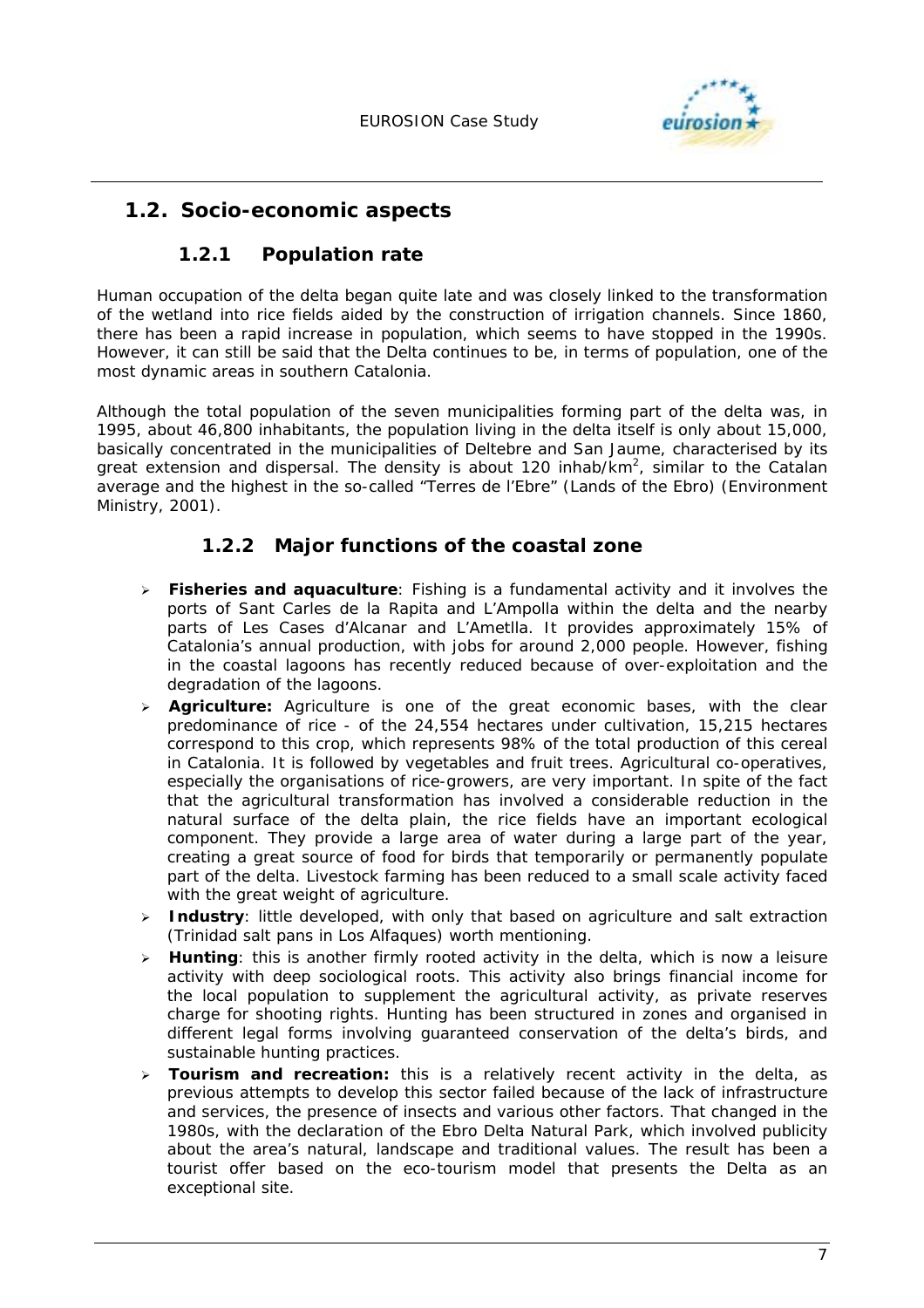## 1.2. Socio-economic aspects

### 1.2.1 Population rate

Human occupation of the delta began quite late and was closely linked to the transformation of the wetland into rice fields aided by the construction of irrigation channels. Since 1860, there has been a rapid increase in population, which seems to have stopped in the 1990s. However, it can still be said that the Delta continues to be, in terms of population, one of the most dynamic areas in southern Catalonia.

Although the total population of the seven municipalities forming part of the delta was, in 1995, about 46,800 inhabitants, the population living in the delta itself is only about 15,000, basically concentrated in the municipalities of Deltebre and San Jaume, characterised by its great extension and dispersal. The density is about 120 inhab/km$^2$, similar to the Catalan average and the highest in the so-called "Terres de l'Ebre" (Lands of the Ebro) (Environment Ministry, 2001).

### 1.2.2 Major functions of the coastal zone

- **Fisheries and aquaculture**: Fishing is a fundamental activity and it involves the ports of Sant Carles de la Rapita and L'Ampolla within the delta and the nearby parts of Les Cases d'Alcanar and L'Ametlla. It provides approximately 15% of Catalonia's annual production, with jobs for around 2,000 people. However, fishing in the coastal lagoons has recently reduced because of over-exploitation and the degradation of the lagoons.
- **Agriculture:** Agriculture is one of the great economic bases, with the clear predominance of rice - of the 24,554 hectares under cultivation, 15,215 hectares correspond to this crop, which represents 98% of the total production of this cereal in Catalonia. It is followed by vegetables and fruit trees. Agricultural co-operatives, especially the organisations of rice-growers, are very important. In spite of the fact that the agricultural transformation has involved a considerable reduction in the natural surface of the delta plain, the rice fields have an important ecological component. They provide a large area of water during a large part of the year, creating a great source of food for birds that temporarily or permanently populate part of the delta. Livestock farming has been reduced to a small scale activity faced with the great weight of agriculture.
- **Industry**: little developed, with only that based on agriculture and salt extraction (Trinidad salt pans in Los Alfaques) worth mentioning.
- **Hunting**: this is another firmly rooted activity in the delta, which is now a leisure activity with deep sociological roots. This activity also brings financial income for the local population to supplement the agricultural activity, as private reserves charge for shooting rights. Hunting has been structured in zones and organised in different legal forms involving guaranteed conservation of the delta's birds, and sustainable hunting practices.
- **Tourism and recreation:** this is a relatively recent activity in the delta, as previous attempts to develop this sector failed because of the lack of infrastructure and services, the presence of insects and various other factors. That changed in the 1980s, with the declaration of the Ebro Delta Natural Park, which involved publicity about the area's natural, landscape and traditional values. The result has been a tourist offer based on the eco-tourism model that presents the Delta as an exceptional site.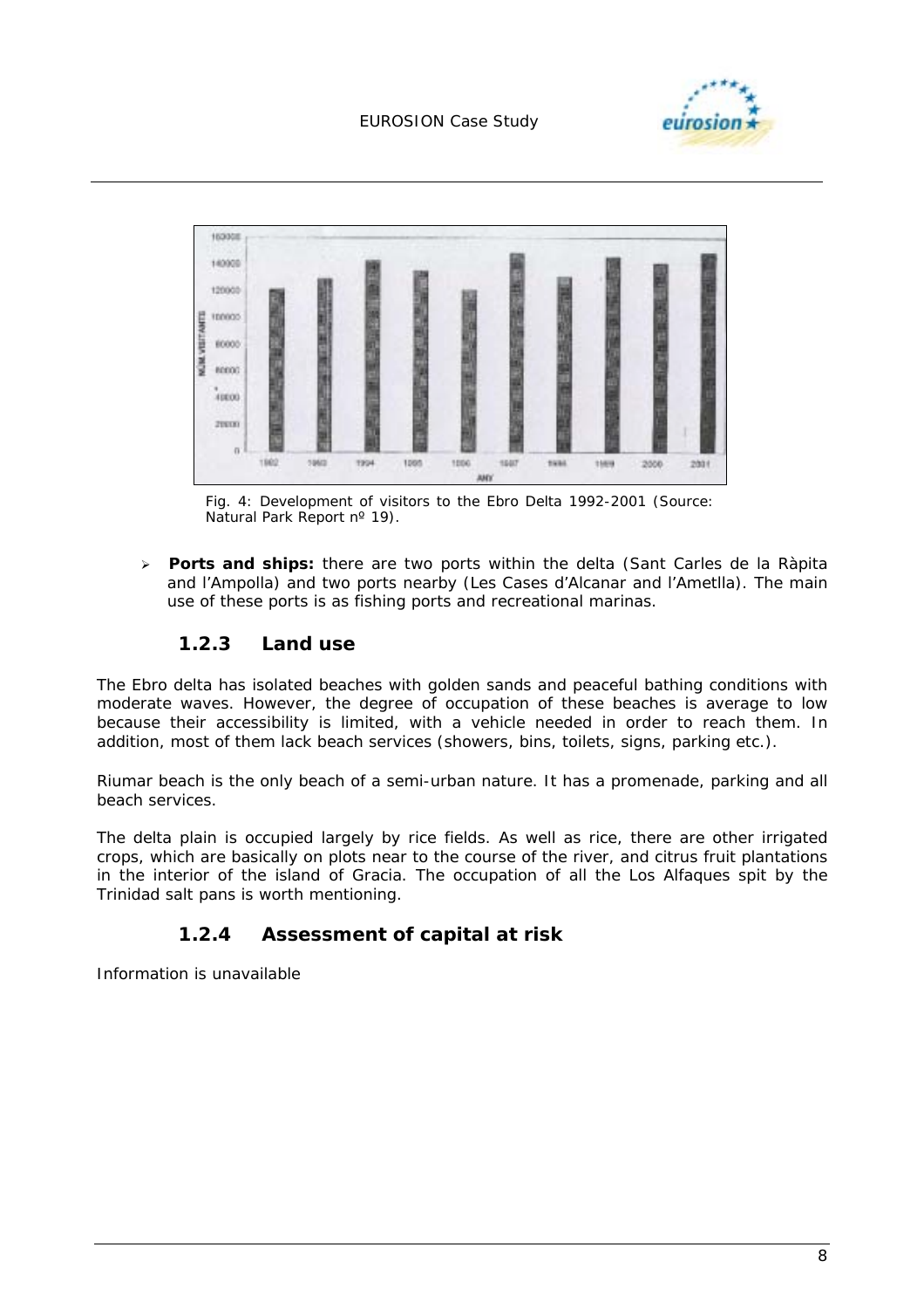Fig. 4: Development of visitors to the Ebro Delta 1992-2001 (Source: Natural Park Report nº 19).

- **Ports and ships:** there are two ports within the delta (Sant Carles de la Ràpita and l'Ampolla) and two ports nearby (Les Cases d'Alcanar and l'Ametlla). The main use of these ports is as fishing ports and recreational marinas.

### 1.2.3 Land use

The Ebro delta has isolated beaches with golden sands and peaceful bathing conditions with moderate waves. However, the degree of occupation of these beaches is average to low because their accessibility is limited, with a vehicle needed in order to reach them. In addition, most of them lack beach services (showers, bins, toilets, signs, parking etc.).

Riumar beach is the only beach of a semi-urban nature. It has a promenade, parking and all beach services.

The delta plain is occupied largely by rice fields. As well as rice, there are other irrigated crops, which are basically on plots near to the course of the river, and citrus fruit plantations in the interior of the island of Gracia. The occupation of all the Los Alfaques spit by the Trinidad salt pans is worth mentioning.

### 1.2.4 Assessment of capital at risk

Information is unavailable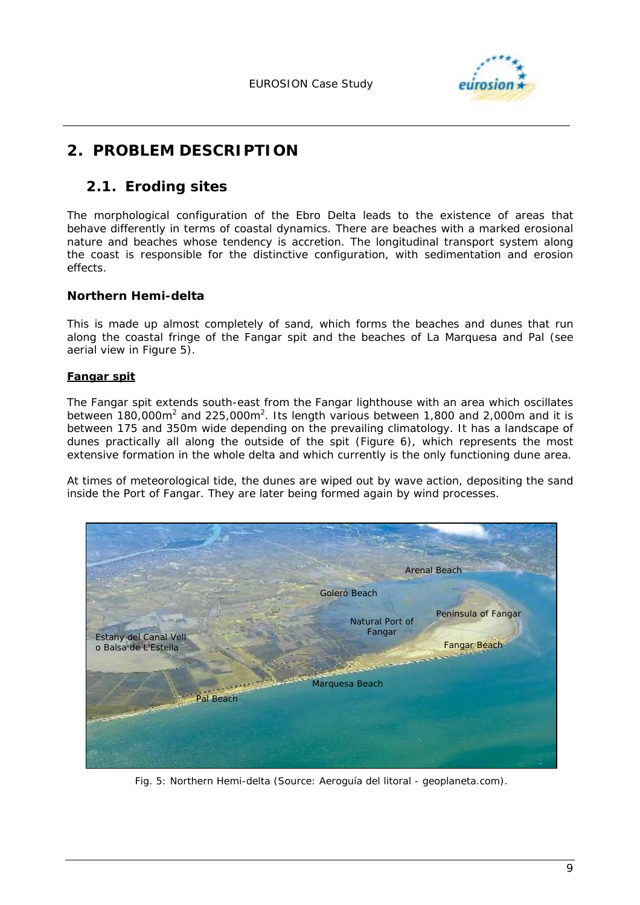# 2. PROBLEM DESCRIPTION

## 2.1. Eroding sites

The morphological configuration of the Ebro Delta leads to the existence of areas that behave differently in terms of coastal dynamics. There are beaches with a marked erosional nature and beaches whose tendency is accretion. The longitudinal transport system along the coast is responsible for the distinctive configuration, with sedimentation and erosion effects.

### Northern Hemi-delta

This is made up almost completely of sand, which forms the beaches and dunes that run along the coastal fringe of the Fangar spit and the beaches of La Marquesa and Pal (see aerial view in Figure 5).

**Fangar spit**

The Fangar spit extends south-east from the Fangar lighthouse with an area which oscillates between 180,000m$^2$ and 225,000m$^2$. Its length various between 1,800 and 2,000m and it is between 175 and 350m wide depending on the prevailing climatology. It has a landscape of dunes practically all along the outside of the spit (Figure 6), which represents the most extensive formation in the whole delta and which currently is the only functioning dune area.

At times of meteorological tide, the dunes are wiped out by wave action, depositing the sand inside the Port of Fangar. They are later being formed again by wind processes.

Fig. 5: Northern Hemi-delta (Source: Aeroguía del litoral - geoplaneta.com).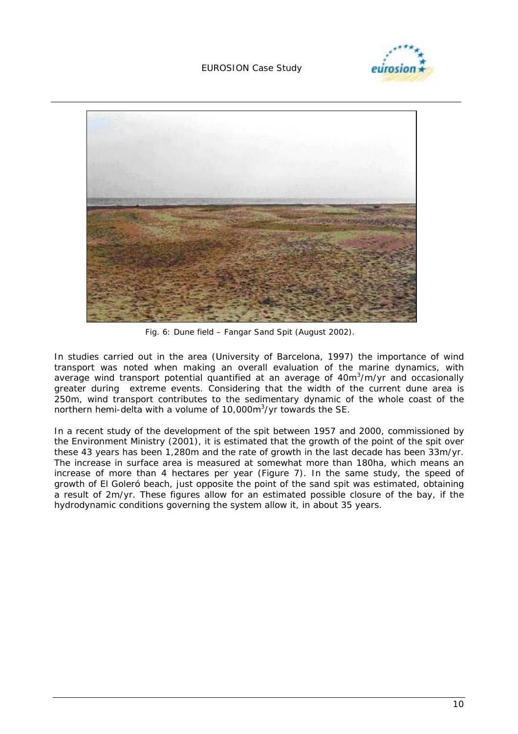Fig. 6: Dune field – Fangar Sand Spit (August 2002).

In studies carried out in the area (University of Barcelona, 1997) the importance of wind transport was noted when making an overall evaluation of the marine dynamics, with average wind transport potential quantified at an average of $40m^3/m/yr$ and occasionally greater during extreme events. Considering that the width of the current dune area is 250m, wind transport contributes to the sedimentary dynamic of the whole coast of the northern hemi-delta with a volume of $10,000m^3/yr$ towards the SE.

In a recent study of the development of the spit between 1957 and 2000, commissioned by the Environment Ministry (2001), it is estimated that the growth of the point of the spit over these 43 years has been 1,280m and the rate of growth in the last decade has been 33m/yr. The increase in surface area is measured at somewhat more than 180ha, which means an increase of more than 4 hectares per year (Figure 7). In the same study, the speed of growth of El Goleró beach, just opposite the point of the sand spit was estimated, obtaining a result of 2m/yr. These figures allow for an estimated possible closure of the bay, if the hydrodynamic conditions governing the system allow it, in about 35 years.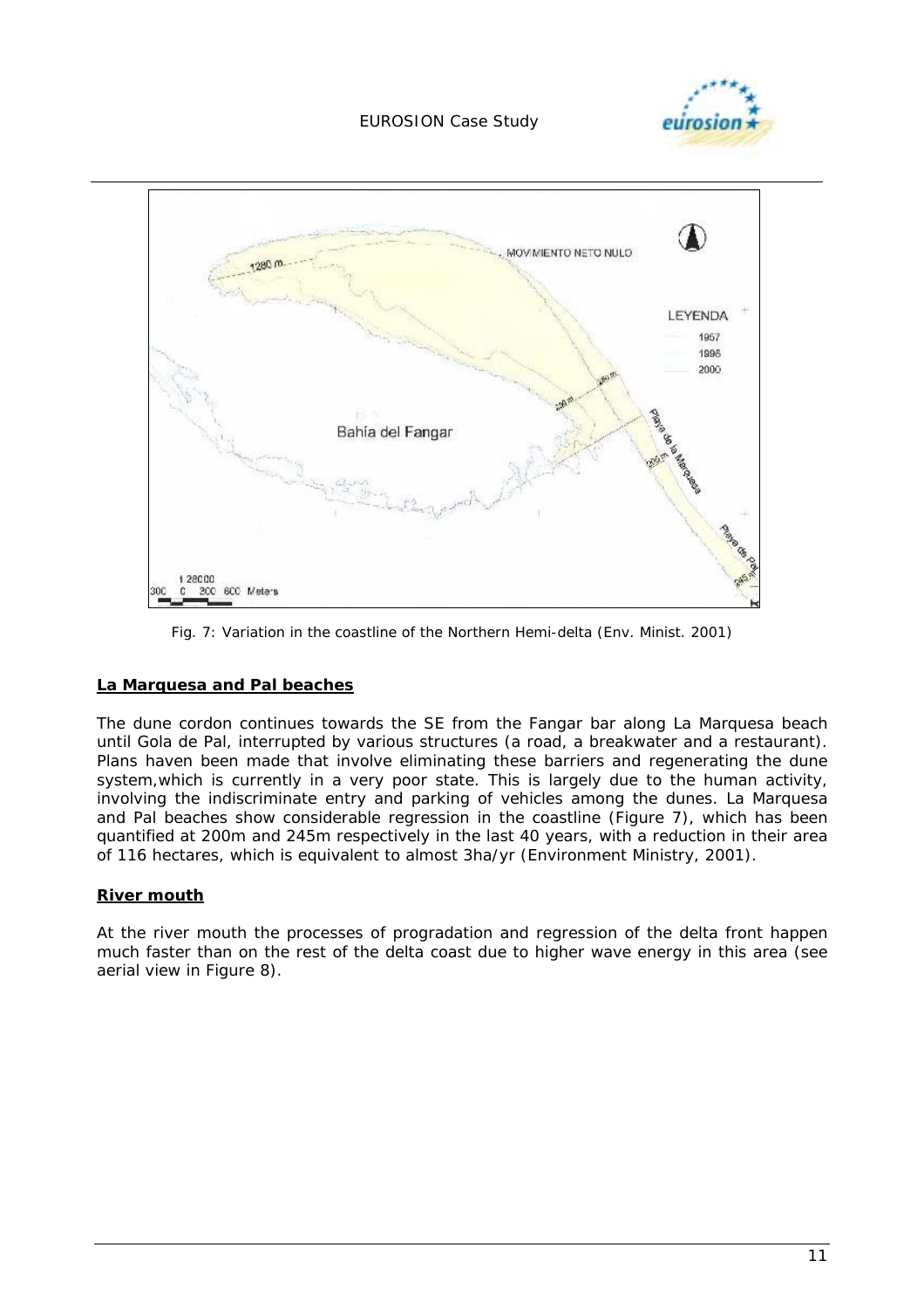Fig. 7: Variation in the coastline of the Northern Hemi-delta (Env. Minist. 2001)

**La Marquesa and Pal beaches**

The dune cordon continues towards the SE from the Fangar bar along La Marquesa beach until Gola de Pal, interrupted by various structures (a road, a breakwater and a restaurant). Plans haven been made that involve eliminating these barriers and regenerating the dune system,which is currently in a very poor state. This is largely due to the human activity, involving the indiscriminate entry and parking of vehicles among the dunes. La Marquesa and Pal beaches show considerable regression in the coastline (Figure 7), which has been quantified at 200m and 245m respectively in the last 40 years, with a reduction in their area of 116 hectares, which is equivalent to almost 3ha/yr (Environment Ministry, 2001).

**River mouth**

At the river mouth the processes of progradation and regression of the delta front happen much faster than on the rest of the delta coast due to higher wave energy in this area (see aerial view in Figure 8).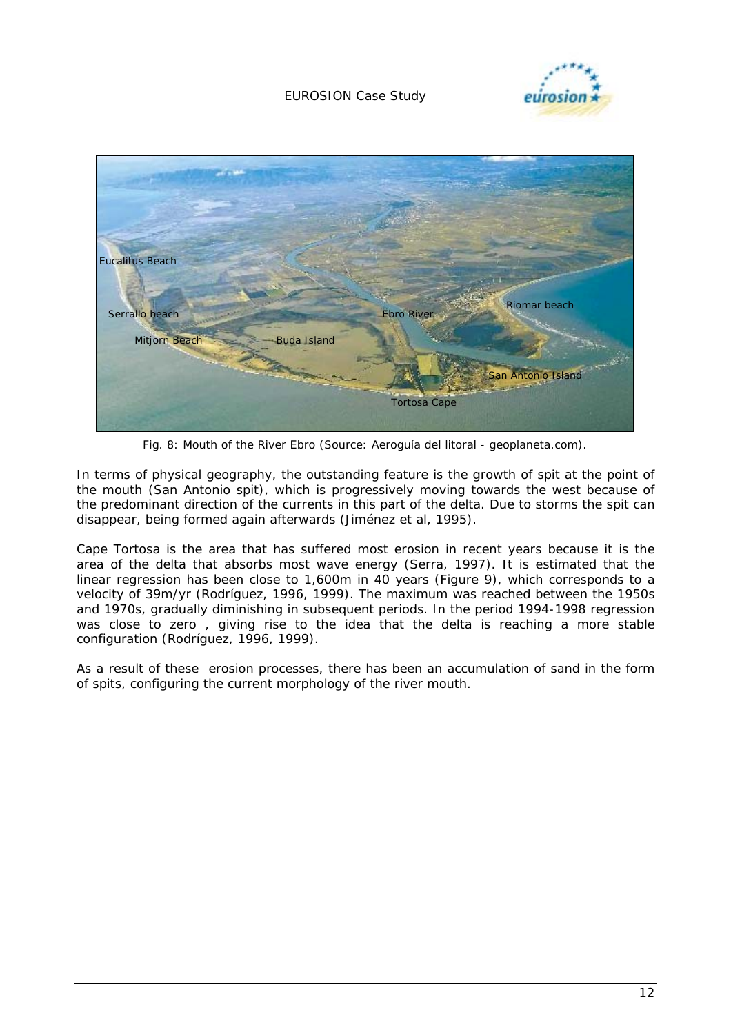Fig. 8: Mouth of the River Ebro (Source: Aeroguía del litoral - geoplaneta.com).

In terms of physical geography, the outstanding feature is the growth of spit at the point of the mouth (San Antonio spit), which is progressively moving towards the west because of the predominant direction of the currents in this part of the delta. Due to storms the spit can disappear, being formed again afterwards (Jiménez et al, 1995).

Cape Tortosa is the area that has suffered most erosion in recent years because it is the area of the delta that absorbs most wave energy (Serra, 1997). It is estimated that the linear regression has been close to 1,600m in 40 years (Figure 9), which corresponds to a velocity of 39m/yr (Rodríguez, 1996, 1999). The maximum was reached between the 1950s and 1970s, gradually diminishing in subsequent periods. In the period 1994-1998 regression was close to zero , giving rise to the idea that the delta is reaching a more stable configuration (Rodríguez, 1996, 1999).

As a result of these erosion processes, there has been an accumulation of sand in the form of spits, configuring the current morphology of the river mouth.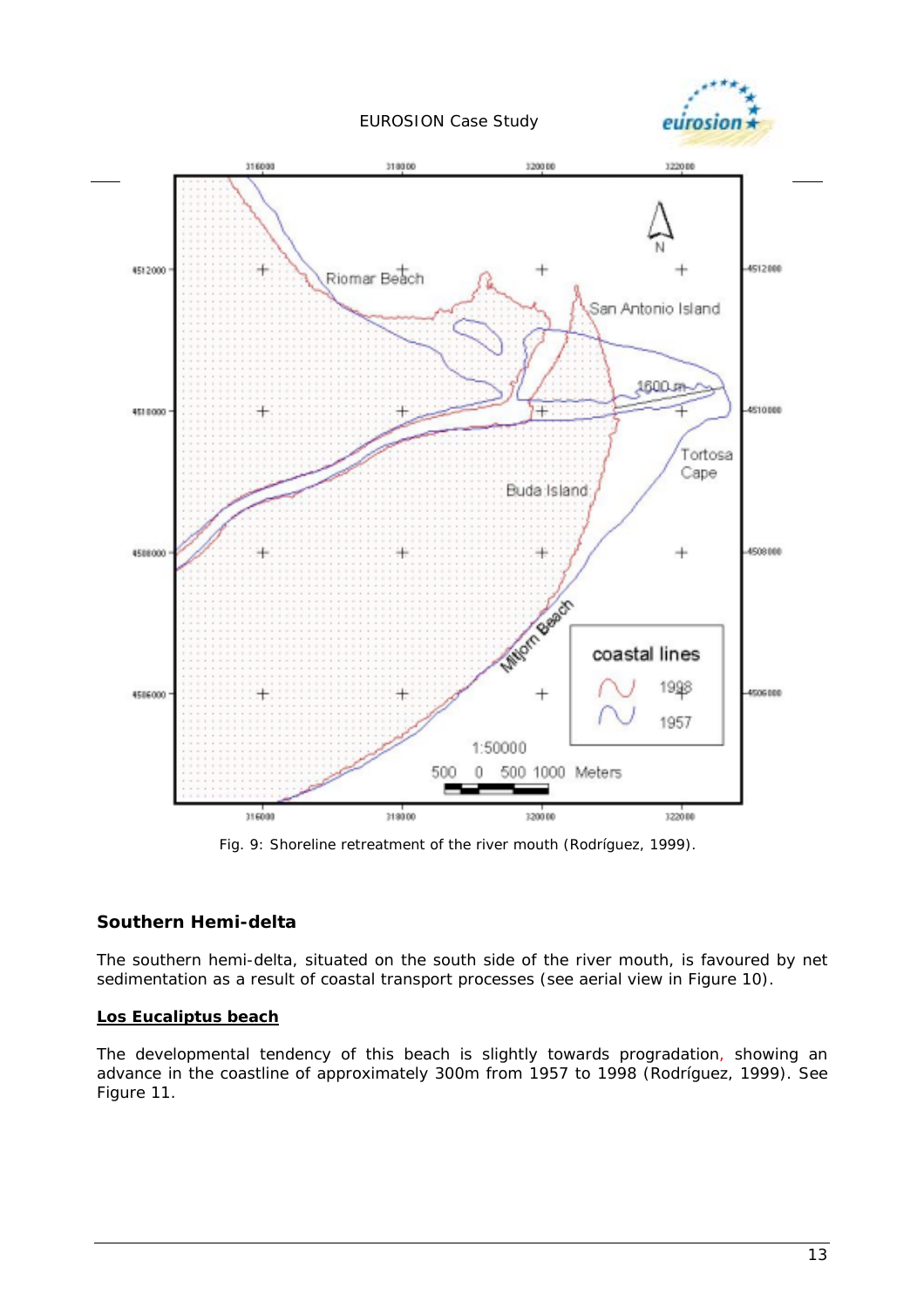Fig. 9: Shoreline retreatment of the river mouth (Rodríguez, 1999).

### Southern Hemi-delta

The southern hemi-delta, situated on the south side of the river mouth, is favoured by net sedimentation as a result of coastal transport processes (see aerial view in Figure 10).

**Los Eucaliptus beach**

The developmental tendency of this beach is slightly towards progradation, showing an advance in the coastline of approximately 300m from 1957 to 1998 (Rodríguez, 1999). See Figure 11.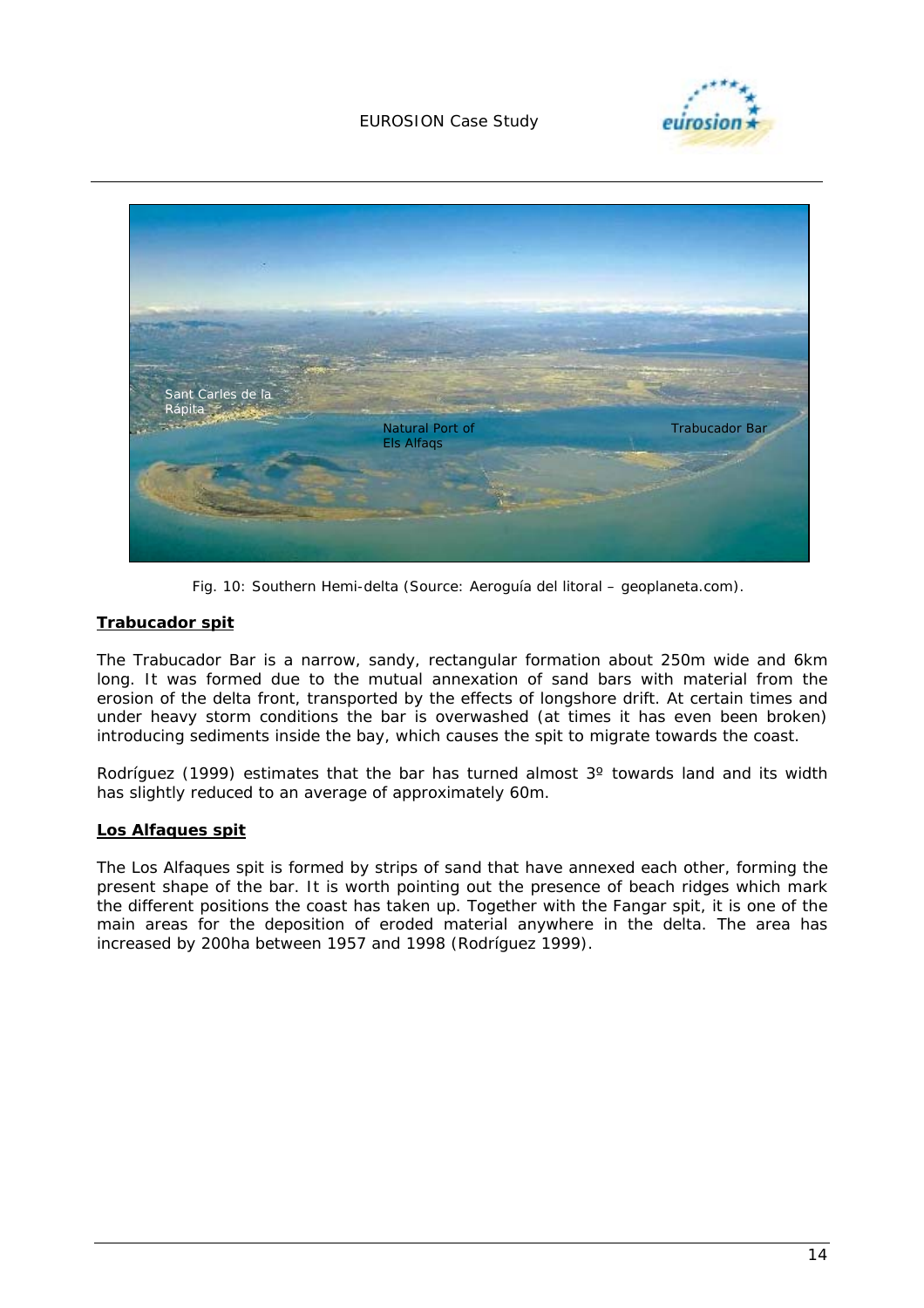Fig. 10: Southern Hemi-delta (Source: Aeroguía del litoral – geoplaneta.com).

**Trabucador spit**

The Trabucador Bar is a narrow, sandy, rectangular formation about 250m wide and 6km long. It was formed due to the mutual annexation of sand bars with material from the erosion of the delta front, transported by the effects of longshore drift. At certain times and under heavy storm conditions the bar is overwashed (at times it has even been broken) introducing sediments inside the bay, which causes the spit to migrate towards the coast.

Rodríguez (1999) estimates that the bar has turned almost 3º towards land and its width has slightly reduced to an average of approximately 60m.

**Los Alfaques spit**

The Los Alfaques spit is formed by strips of sand that have annexed each other, forming the present shape of the bar. It is worth pointing out the presence of beach ridges which mark the different positions the coast has taken up. Together with the Fangar spit, it is one of the main areas for the deposition of eroded material anywhere in the delta. The area has increased by 200ha between 1957 and 1998 (Rodríguez 1999).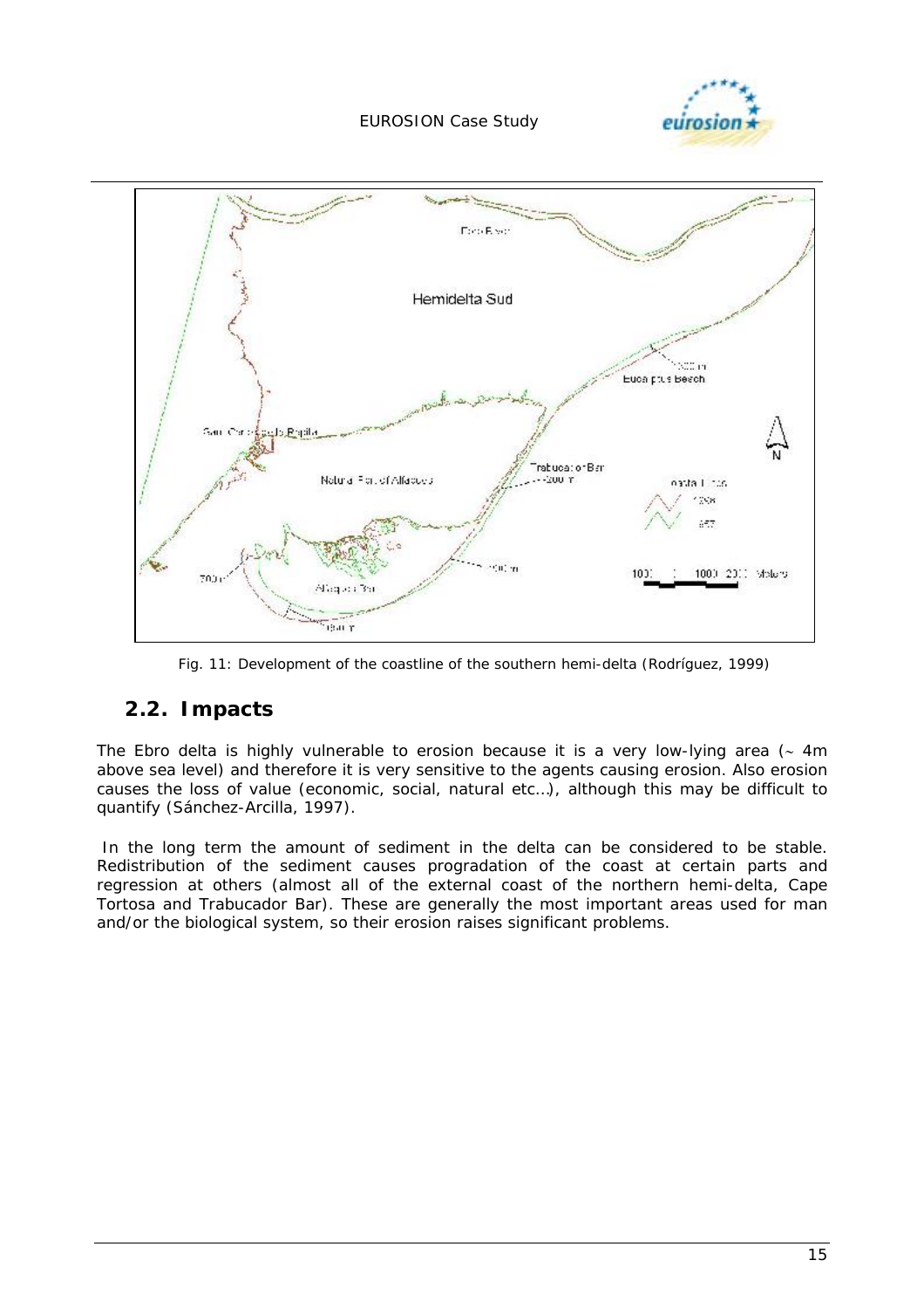Fig. 11: Development of the coastline of the southern hemi-delta (Rodríguez, 1999)

## 2.2. Impacts

The Ebro delta is highly vulnerable to erosion because it is a very low-lying area (~ 4m above sea level) and therefore it is very sensitive to the agents causing erosion. Also erosion causes the loss of value (economic, social, natural etc…), although this may be difficult to quantify (Sánchez-Arcilla, 1997).

In the long term the amount of sediment in the delta can be considered to be stable. Redistribution of the sediment causes progradation of the coast at certain parts and regression at others (almost all of the external coast of the northern hemi-delta, Cape Tortosa and Trabucador Bar). These are generally the most important areas used for man and/or the biological system, so their erosion raises significant problems.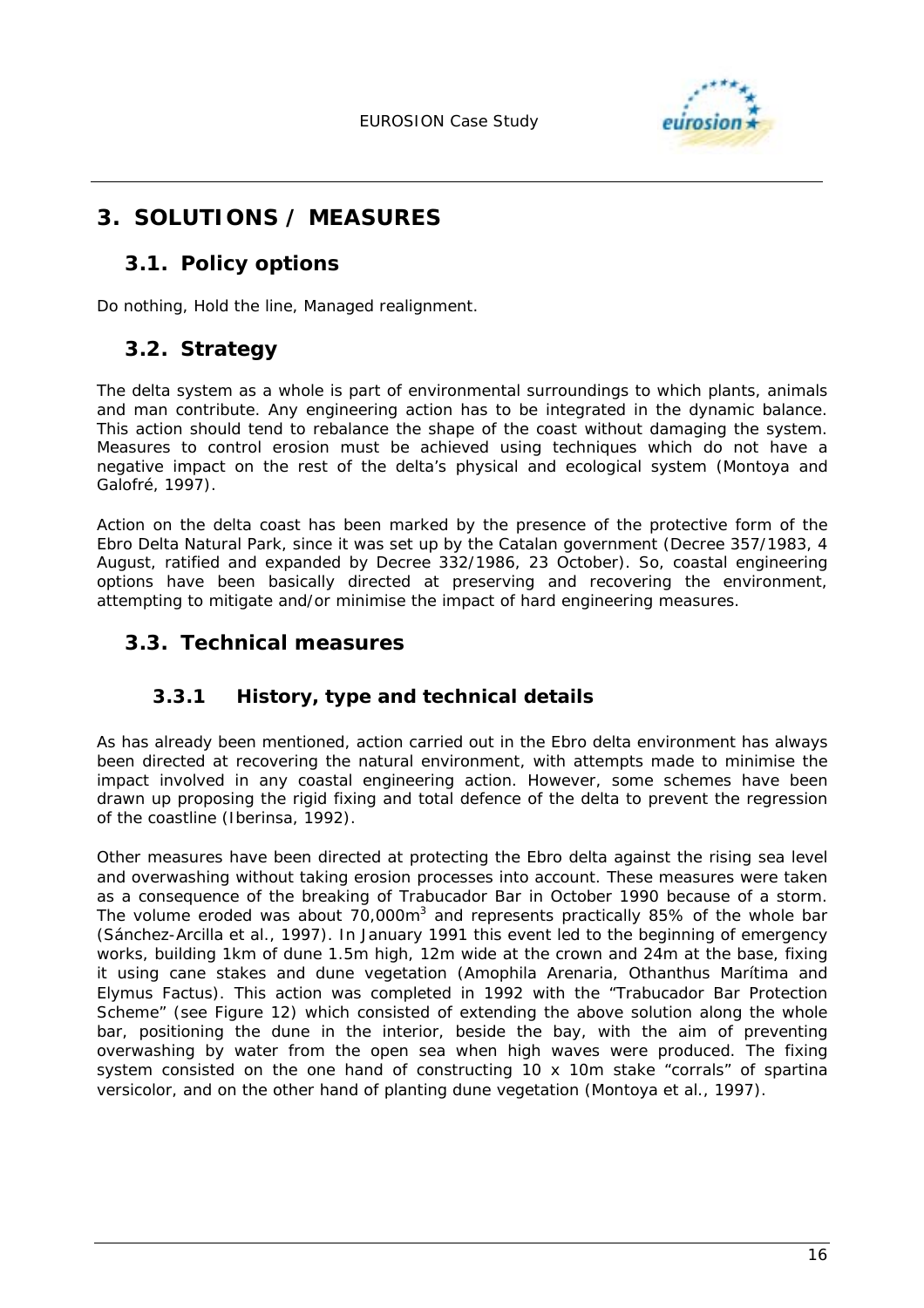# 3. SOLUTIONS / MEASURES

## 3.1. Policy options

Do nothing, Hold the line, Managed realignment.

## 3.2. Strategy

The delta system as a whole is part of environmental surroundings to which plants, animals and man contribute. Any engineering action has to be integrated in the dynamic balance. This action should tend to rebalance the shape of the coast without damaging the system. Measures to control erosion must be achieved using techniques which do not have a negative impact on the rest of the delta's physical and ecological system (Montoya and Galofré, 1997).

Action on the delta coast has been marked by the presence of the protective form of the Ebro Delta Natural Park, since it was set up by the Catalan government (Decree 357/1983, 4 August, ratified and expanded by Decree 332/1986, 23 October). So, coastal engineering options have been basically directed at preserving and recovering the environment, attempting to mitigate and/or minimise the impact of hard engineering measures.

## 3.3. Technical measures

### 3.3.1 History, type and technical details

As has already been mentioned, action carried out in the Ebro delta environment has always been directed at recovering the natural environment, with attempts made to minimise the impact involved in any coastal engineering action. However, some schemes have been drawn up proposing the rigid fixing and total defence of the delta to prevent the regression of the coastline (Iberinsa, 1992).

Other measures have been directed at protecting the Ebro delta against the rising sea level and overwashing without taking erosion processes into account. These measures were taken as a consequence of the breaking of Trabucador Bar in October 1990 because of a storm. The volume eroded was about 70,000m$^3$ and represents practically 85% of the whole bar (Sánchez-Arcilla et al., 1997). In January 1991 this event led to the beginning of emergency works, building 1km of dune 1.5m high, 12m wide at the crown and 24m at the base, fixing it using cane stakes and dune vegetation (Amophila Arenaria, Othanthus Marítima and Elymus Factus). This action was completed in 1992 with the "Trabucador Bar Protection Scheme" (see Figure 12) which consisted of extending the above solution along the whole bar, positioning the dune in the interior, beside the bay, with the aim of preventing overwashing by water from the open sea when high waves were produced. The fixing system consisted on the one hand of constructing 10 x 10m stake "corrals" of spartina versicolor, and on the other hand of planting dune vegetation (Montoya et al., 1997).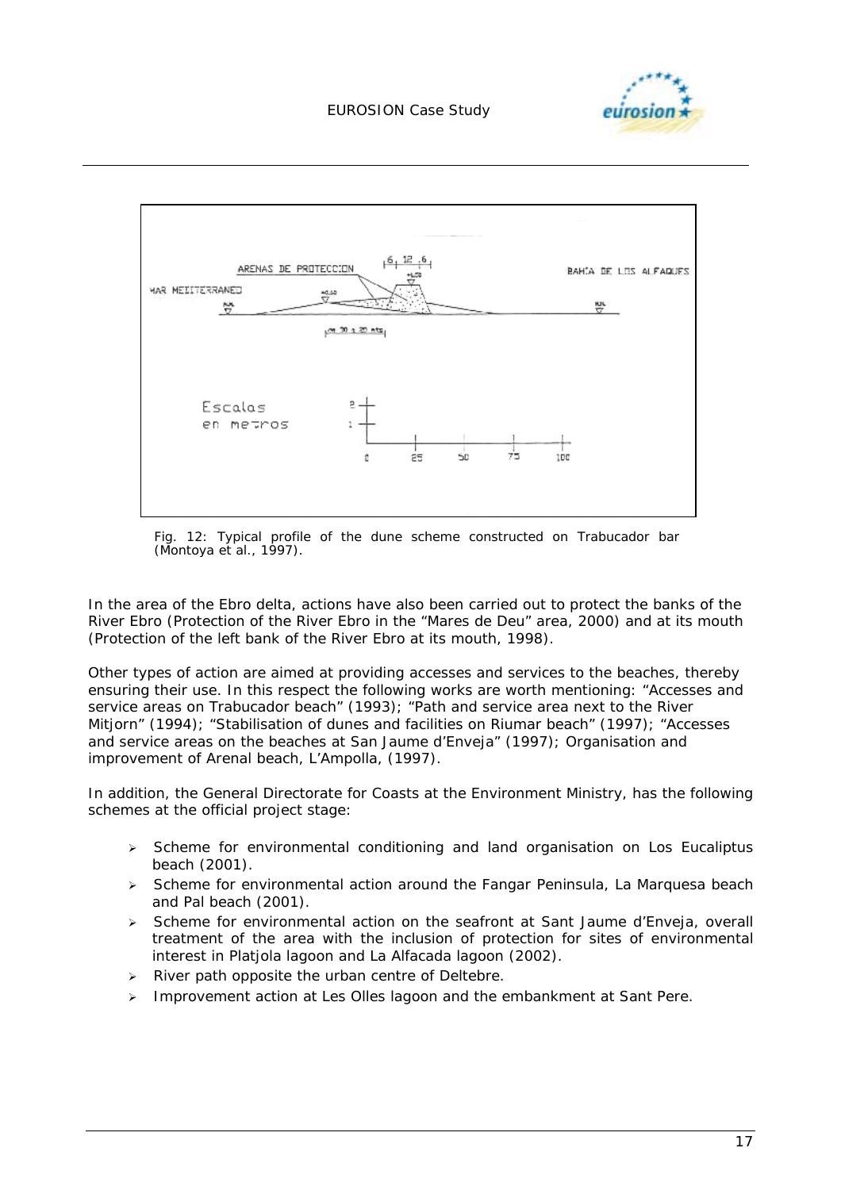Fig. 12: Typical profile of the dune scheme constructed on Trabucador bar (Montoya et al., 1997).

In the area of the Ebro delta, actions have also been carried out to protect the banks of the River Ebro (Protection of the River Ebro in the "Mares de Deu" area, 2000) and at its mouth (Protection of the left bank of the River Ebro at its mouth, 1998).

Other types of action are aimed at providing accesses and services to the beaches, thereby ensuring their use. In this respect the following works are worth mentioning: "Accesses and service areas on Trabucador beach" (1993); "Path and service area next to the River Mitjorn" (1994); "Stabilisation of dunes and facilities on Riumar beach" (1997); "Accesses and service areas on the beaches at San Jaume d'Enveja" (1997); Organisation and improvement of Arenal beach, L'Ampolla, (1997).

In addition, the General Directorate for Coasts at the Environment Ministry, has the following schemes at the official project stage:

- Scheme for environmental conditioning and land organisation on Los Eucaliptus beach (2001).
- Scheme for environmental action around the Fangar Peninsula, La Marquesa beach and Pal beach (2001).
- Scheme for environmental action on the seafront at Sant Jaume d'Enveja, overall treatment of the area with the inclusion of protection for sites of environmental interest in Platjola lagoon and La Alfacada lagoon (2002).
- River path opposite the urban centre of Deltebre.
- Improvement action at Les Olles lagoon and the embankment at Sant Pere.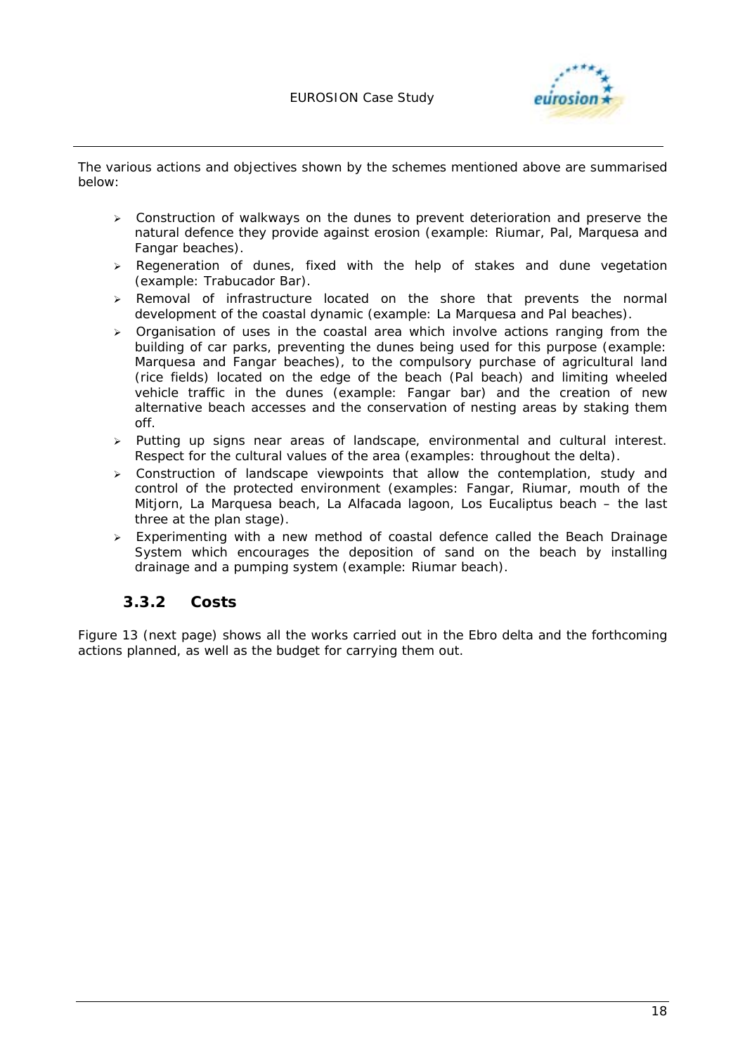The various actions and objectives shown by the schemes mentioned above are summarised below:

- Construction of walkways on the dunes to prevent deterioration and preserve the natural defence they provide against erosion (example: Riumar, Pal, Marquesa and Fangar beaches).
- Regeneration of dunes, fixed with the help of stakes and dune vegetation (example: Trabucador Bar).
- Removal of infrastructure located on the shore that prevents the normal development of the coastal dynamic (example: La Marquesa and Pal beaches).
- Organisation of uses in the coastal area which involve actions ranging from the building of car parks, preventing the dunes being used for this purpose (example: Marquesa and Fangar beaches), to the compulsory purchase of agricultural land (rice fields) located on the edge of the beach (Pal beach) and limiting wheeled vehicle traffic in the dunes (example: Fangar bar) and the creation of new alternative beach accesses and the conservation of nesting areas by staking them off.
- Putting up signs near areas of landscape, environmental and cultural interest. Respect for the cultural values of the area (examples: throughout the delta).
- Construction of landscape viewpoints that allow the contemplation, study and control of the protected environment (examples: Fangar, Riumar, mouth of the Mitjorn, La Marquesa beach, La Alfacada lagoon, Los Eucaliptus beach – the last three at the plan stage).
- Experimenting with a new method of coastal defence called the Beach Drainage System which encourages the deposition of sand on the beach by installing drainage and a pumping system (example: Riumar beach).

### 3.3.2 Costs

Figure 13 (next page) shows all the works carried out in the Ebro delta and the forthcoming actions planned, as well as the budget for carrying them out.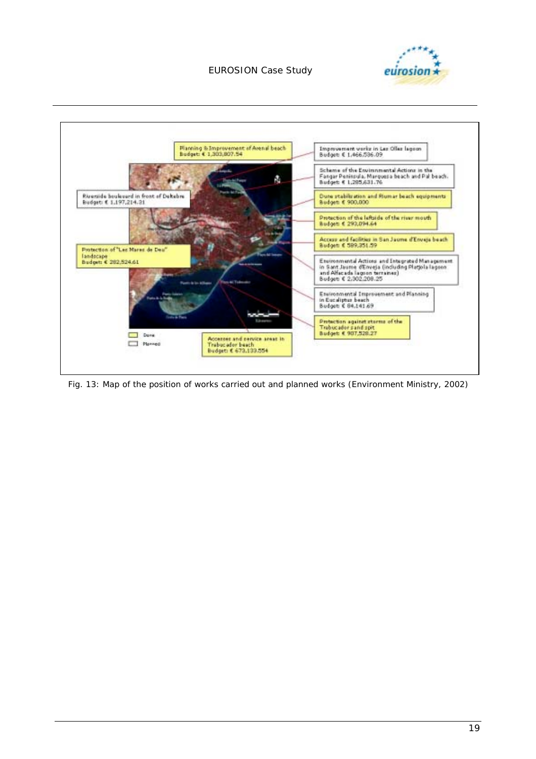Planning & Improvement of Arenal beach
Budget: € 1,303,807.54

Improvement works in Les Olles lagoon
Budget: € 1,466,536.09

Scheme of the Environmental Actions in the Fangar Peninsula, Marquesa beach and Pal beach.
Budget: € 1,285,631.76

Riverside boulevard in front of Deltebre
Budget: € 1,197,214.31

Dune stabilization and Riumar beach equipments
Budget: € 900,000

Protection of the leftside of the river mouth
Budget: € 293,094.64

Access and facilities in San Jaume d'Enveja beach
Budget: € 589,351.59

Protection of "Les Mares de Deu" landscape
Budget: € 282,524.61

Environmental Actions and Integrated Management in Sant Jaume d'Enveja (including Platjola lagoon and Alfacada lagoon terraines)
Budget: € 2,302,208.25

Environmental Improvement and Planning in Eucaliptus beach
Budget: € 84,141.69

Protection against storms of the Trabucador sand spit
Budget: € 907,528.27

Accesses and service areas in Trabucador beach
Budget: € 673,133.554

Done
Planned

Fig. 13: Map of the position of works carried out and planned works (Environment Ministry, 2002)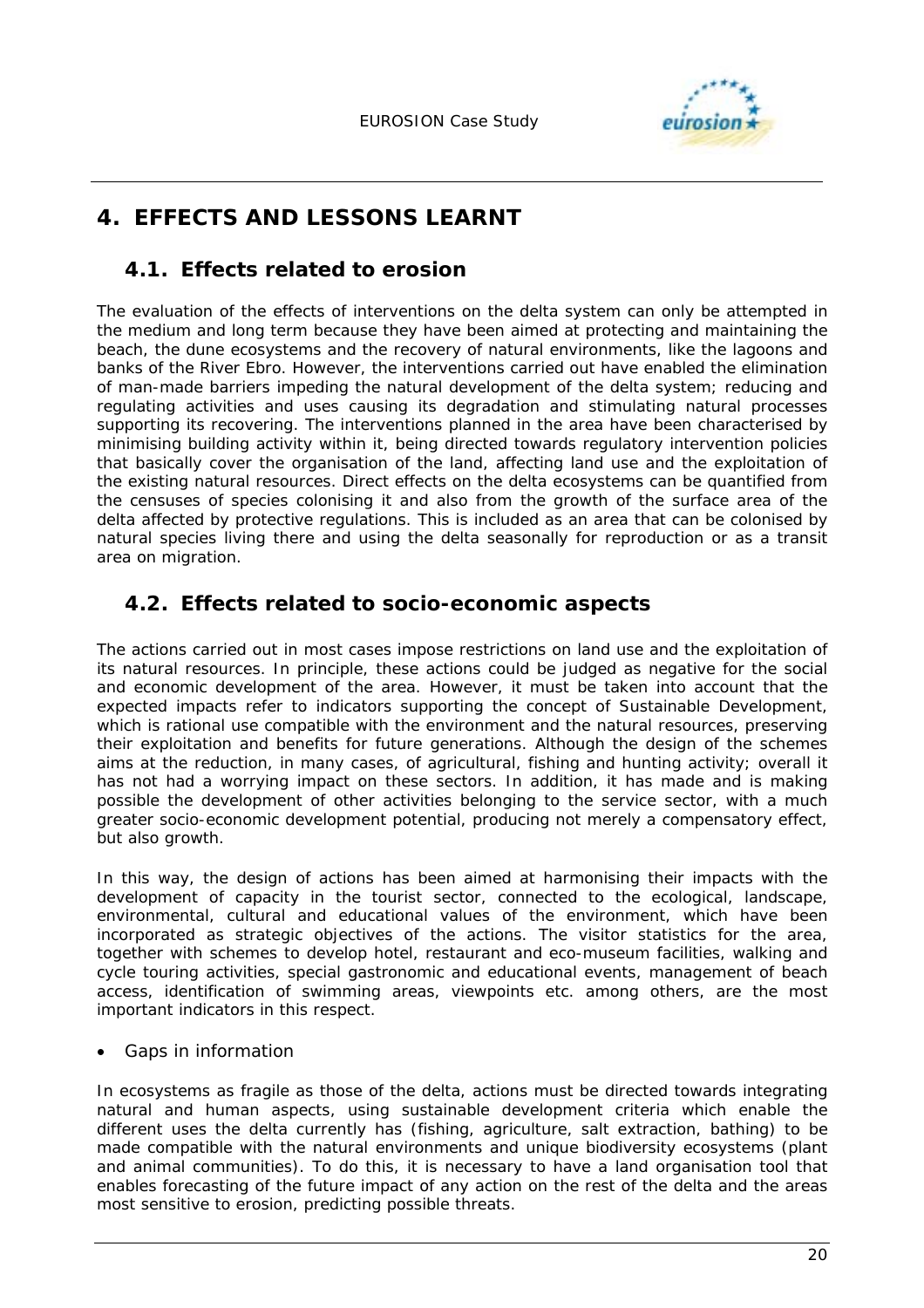# 4. EFFECTS AND LESSONS LEARNT

## 4.1. Effects related to erosion

The evaluation of the effects of interventions on the delta system can only be attempted in the medium and long term because they have been aimed at protecting and maintaining the beach, the dune ecosystems and the recovery of natural environments, like the lagoons and banks of the River Ebro. However, the interventions carried out have enabled the elimination of man-made barriers impeding the natural development of the delta system; reducing and regulating activities and uses causing its degradation and stimulating natural processes supporting its recovering. The interventions planned in the area have been characterised by minimising building activity within it, being directed towards regulatory intervention policies that basically cover the organisation of the land, affecting land use and the exploitation of the existing natural resources. Direct effects on the delta ecosystems can be quantified from the censuses of species colonising it and also from the growth of the surface area of the delta affected by protective regulations. This is included as an area that can be colonised by natural species living there and using the delta seasonally for reproduction or as a transit area on migration.

## 4.2. Effects related to socio-economic aspects

The actions carried out in most cases impose restrictions on land use and the exploitation of its natural resources. In principle, these actions could be judged as negative for the social and economic development of the area. However, it must be taken into account that the expected impacts refer to indicators supporting the concept of Sustainable Development, which is rational use compatible with the environment and the natural resources, preserving their exploitation and benefits for future generations. Although the design of the schemes aims at the reduction, in many cases, of agricultural, fishing and hunting activity; overall it has not had a worrying impact on these sectors. In addition, it has made and is making possible the development of other activities belonging to the service sector, with a much greater socio-economic development potential, producing not merely a compensatory effect, but also growth.

In this way, the design of actions has been aimed at harmonising their impacts with the development of capacity in the tourist sector, connected to the ecological, landscape, environmental, cultural and educational values of the environment, which have been incorporated as strategic objectives of the actions. The visitor statistics for the area, together with schemes to develop hotel, restaurant and eco-museum facilities, walking and cycle touring activities, special gastronomic and educational events, management of beach access, identification of swimming areas, viewpoints etc. among others, are the most important indicators in this respect.

- Gaps in information

In ecosystems as fragile as those of the delta, actions must be directed towards integrating natural and human aspects, using sustainable development criteria which enable the different uses the delta currently has (fishing, agriculture, salt extraction, bathing) to be made compatible with the natural environments and unique biodiversity ecosystems (plant and animal communities). To do this, it is necessary to have a land organisation tool that enables forecasting of the future impact of any action on the rest of the delta and the areas most sensitive to erosion, predicting possible threats.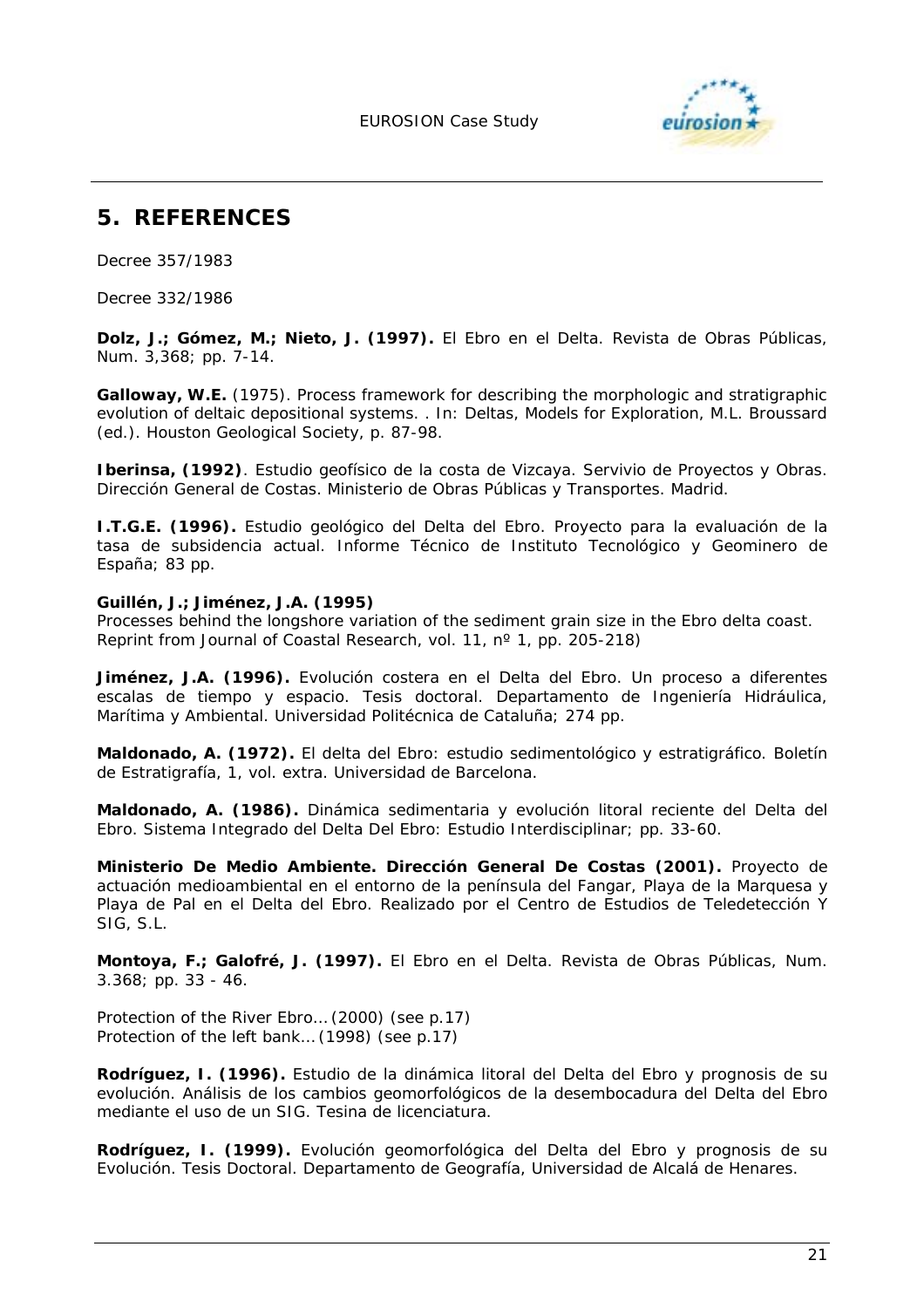## 5. REFERENCES

Decree 357/1983

Decree 332/1986

**Dolz, J.; Gómez, M.; Nieto, J. (1997).** El Ebro en el Delta. Revista de Obras Públicas, Num. 3,368; pp. 7-14.

**Galloway, W.E.** (1975). Process framework for describing the morphologic and stratigraphic evolution of deltaic depositional systems. . In: Deltas, Models for Exploration, M.L. Broussard (ed.). Houston Geological Society, p. 87-98.

**Iberinsa, (1992)**. Estudio geofísico de la costa de Vizcaya. Servivio de Proyectos y Obras. Dirección General de Costas. Ministerio de Obras Públicas y Transportes. Madrid.

**I.T.G.E. (1996).** Estudio geológico del Delta del Ebro. Proyecto para la evaluación de la tasa de subsidencia actual. Informe Técnico de Instituto Tecnológico y Geominero de España; 83 pp.

**Guillén, J.; Jiménez, J.A. (1995)**
Processes behind the longshore variation of the sediment grain size in the Ebro delta coast. Reprint from Journal of Coastal Research, vol. 11, nº 1, pp. 205-218)

**Jiménez, J.A. (1996).** Evolución costera en el Delta del Ebro. Un proceso a diferentes escalas de tiempo y espacio. Tesis doctoral. Departamento de Ingeniería Hidráulica, Marítima y Ambiental. Universidad Politécnica de Cataluña; 274 pp.

**Maldonado, A. (1972).** El delta del Ebro: estudio sedimentológico y estratigráfico. Boletín de Estratigrafía, 1, vol. extra. Universidad de Barcelona.

**Maldonado, A. (1986).** Dinámica sedimentaria y evolución litoral reciente del Delta del Ebro. Sistema Integrado del Delta Del Ebro: Estudio Interdisciplinar; pp. 33-60.

**Ministerio De Medio Ambiente. Dirección General De Costas (2001).** Proyecto de actuación medioambiental en el entorno de la península del Fangar, Playa de la Marquesa y Playa de Pal en el Delta del Ebro. Realizado por el Centro de Estudios de Teledetección Y SIG, S.L.

**Montoya, F.; Galofré, J. (1997).** El Ebro en el Delta. Revista de Obras Públicas, Num. 3.368; pp. 33 - 46.

Protection of the River Ebro… (2000) (see p.17)
Protection of the left bank… (1998) (see p.17)

**Rodríguez, I. (1996).** Estudio de la dinámica litoral del Delta del Ebro y prognosis de su evolución. Análisis de los cambios geomorfológicos de la desembocadura del Delta del Ebro mediante el uso de un SIG. Tesina de licenciatura.

**Rodríguez, I. (1999).** Evolución geomorfológica del Delta del Ebro y prognosis de su Evolución. Tesis Doctoral. Departamento de Geografía, Universidad de Alcalá de Henares.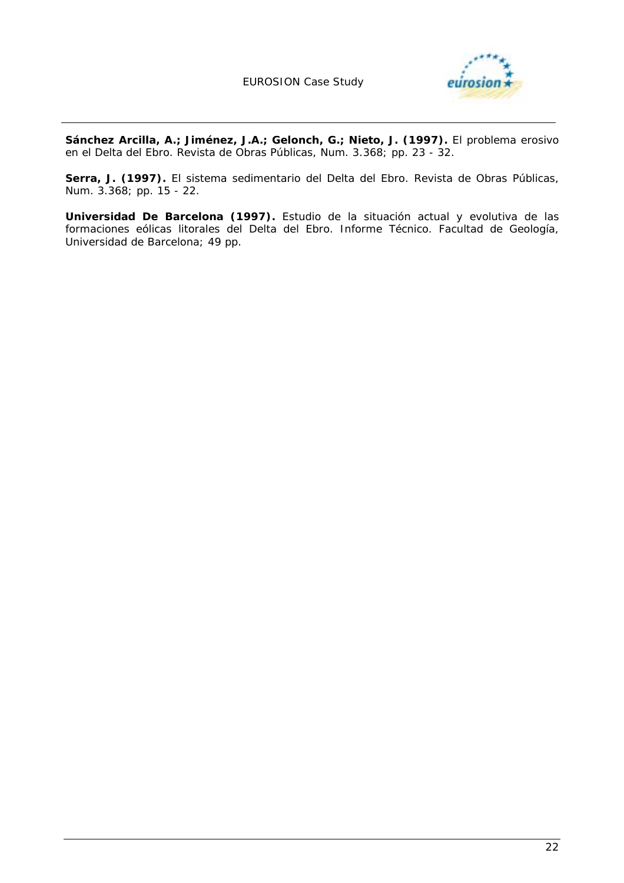**Sánchez Arcilla, A.; Jiménez, J.A.; Gelonch, G.; Nieto, J. (1997).** El problema erosivo en el Delta del Ebro. Revista de Obras Públicas, Num. 3.368; pp. 23 - 32.

**Serra, J. (1997).** El sistema sedimentario del Delta del Ebro. Revista de Obras Públicas, Num. 3.368; pp. 15 - 22.

**Universidad De Barcelona (1997).** Estudio de la situación actual y evolutiva de las formaciones eólicas litorales del Delta del Ebro. Informe Técnico. Facultad de Geología, Universidad de Barcelona; 49 pp.